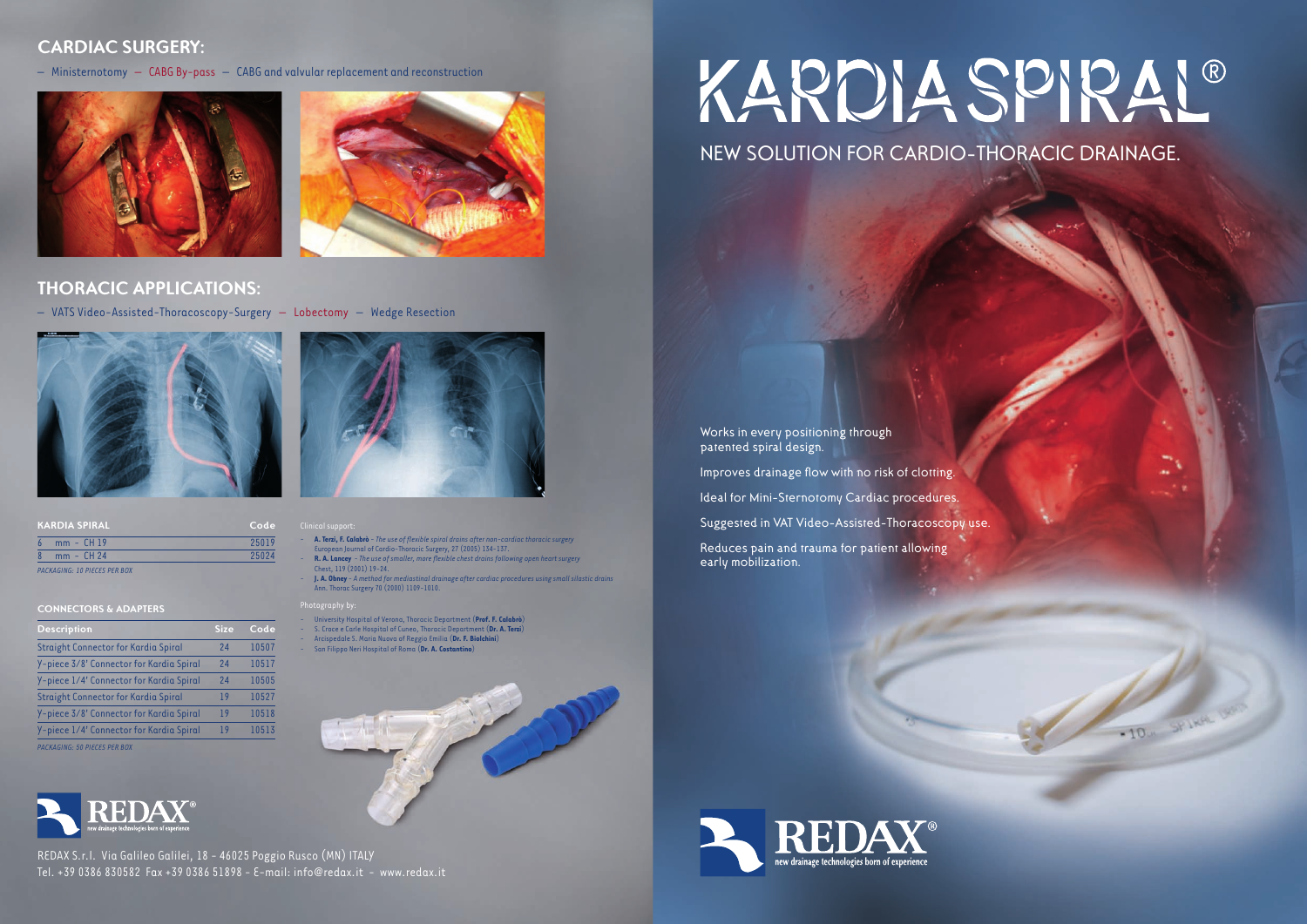## CARDIAC SURGERY:

– Ministernotomy – CABG By-pass – CABG and valvular replacement and reconstruction

## THORACIC APPLICATIONS:

– VATS Video-Assisted-Thoracoscopy-Surgery – Lobectomy – Wedge Resection

| KARDIA SPIRAL | Code |
|---|---|
| 6 mm - CH 19 | 25019 |
| 8 mm - CH 24 | 25024 |

*PACKAGING: 10 PIECES PER BOX*

### CONNECTORS & ADAPTERS

| Description | Size | Code |
|---|---|---|
| Straight Connector for Kardia Spiral | 24 | 10507 |
| Y-piece 3/8' Connector for Kardia Spiral | 24 | 10517 |
| Y-piece 1/4' Connector for Kardia Spiral | 24 | 10505 |
| Straight Connector for Kardia Spiral | 19 | 10527 |
| Y-piece 3/8' Connector for Kardia Spiral | 19 | 10518 |
| Y-piece 1/4' Connector for Kardia Spiral | 19 | 10513 |

*PACKAGING: 50 PIECES PER BOX*

Clinical support:

- **A. Terzi, F. Calabrò** - *The use of flexible spiral drains after non-cardiac thoracic surgery* European Journal of Cardio-Thoracic Surgery, 27 (2005) 134-137.
- **R. A. Lancey** - *The use of smaller, more flexible chest drains following open heart surgery* Chest, 119 (2001) 19-24.
- **J. A. Obney** - *A method for mediastinal drainage after cardiac procedures using small silastic drains* Ann. Thorac Surgery 70 (2000) 1109-1010.

Photography by:

- University Hospital of Verona, Thoracic Department (**Prof. F. Calabrò**)
- S. Croce e Carle Hospital of Cuneo, Thoracic Department (**Dr. A. Terzi**)
- Arcispedale S. Maria Nuova of Reggio Emilia (**Dr. F. Biolchini**)
- San Filippo Neri Hospital of Roma (**Dr. A. Costantino**)

REDAX® new drainage technologies born of experience

REDAX S.r.l. Via Galileo Galilei, 18 - 46025 Poggio Rusco (MN) ITALY
Tel. +39 0386 830582 Fax +39 0386 51898 - E-mail: info@redax.it - www.redax.it

# KARDIA SPIRAL®

## NEW SOLUTION FOR CARDIO-THORACIC DRAINAGE.

Works in every positioning through patented spiral design.

Improves drainage flow with no risk of clotting.

Ideal for Mini-Sternotomy Cardiac procedures.

Suggested in VAT Video-Assisted-Thoracoscopy use.

Reduces pain and trauma for patient allowing early mobilization.

REDAX® new drainage technologies born of experience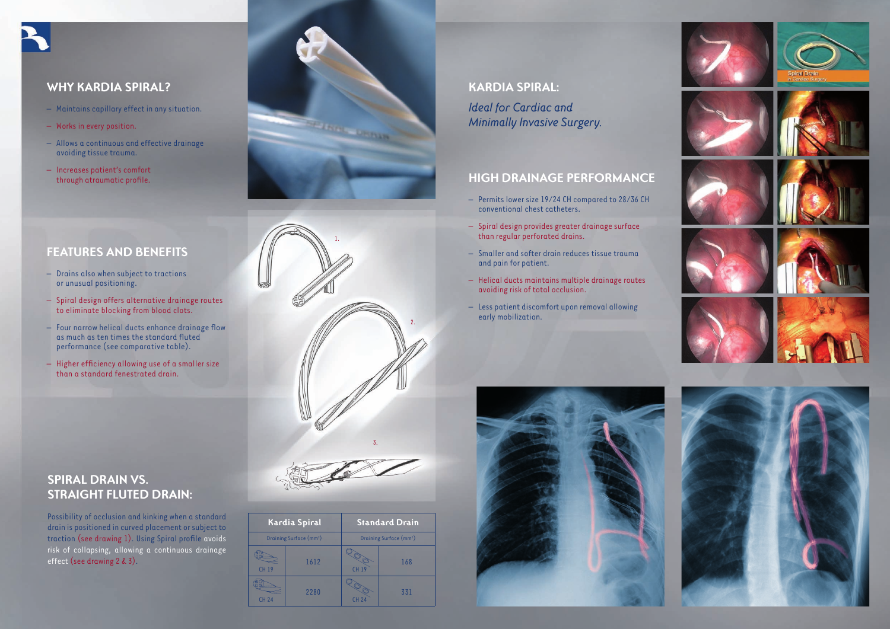## WHY KARDIA SPIRAL?

- Maintains capillary effect in any situation.
- Works in every position.
- Allows a continuous and effective drainage avoiding tissue trauma.
- Increases patient's comfort through atraumatic profile.

## FEATURES AND BENEFITS

- Drains also when subject to tractions or unusual positioning.
- Spiral design offers alternative drainage routes to eliminate blocking from blood clots.
- Four narrow helical ducts enhance drainage flow as much as ten times the standard fluted performance (see comparative table).
- Higher efficiency allowing use of a smaller size than a standard fenestrated drain.

## SPIRAL DRAIN VS. STRAIGHT FLUTED DRAIN:

Possibility of occlusion and kinking when a standard drain is positioned in curved placement or subject to traction (see drawing 1). Using Spiral profile avoids risk of collapsing, allowing a continuous drainage effect (see drawing 2 & 3).

1.

2.

3.

| Kardia Spiral | | Standard Drain | |
|---|---|---|---|
| Draining Surface (mm²) | | Draining Surface (mm²) | |
| CH 19 | 1612 | CH 19 | 168 |
| CH 24 | 2280 | CH 24 | 331 |

## KARDIA SPIRAL:

*Ideal for Cardiac and Minimally Invasive Surgery.*

## HIGH DRAINAGE PERFORMANCE

- Permits lower size 19/24 CH compared to 28/36 CH conventional chest catheters.
- Spiral design provides greater drainage surface than regular perforated drains.
- Smaller and softer drain reduces tissue trauma and pain for patient.
- Helical ducts maintains multiple drainage routes avoiding risk of total occlusion.
- Less patient discomfort upon removal allowing early mobilization.

Spiral Drain in Cardiac Surgery